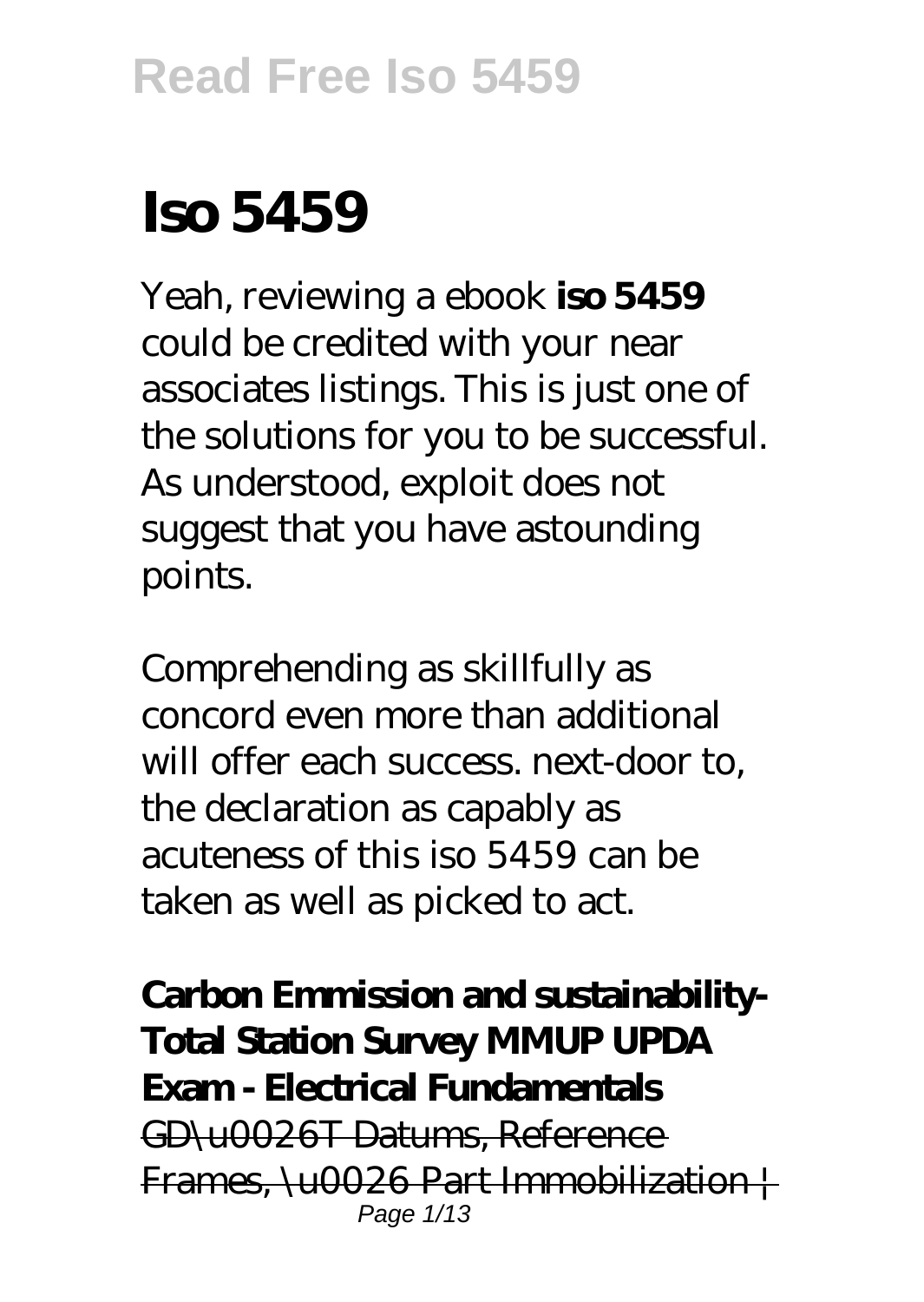# Iso 5459

Yeah, reviewing a ebook **iso 5459** could be credited with your near associates listings. This is just one of the solutions for you to be successful. As understood, exploit does not suggest that you have astounding points.

Comprehending as skillfully as concord even more than additional will offer each success. next-door to, the declaration as capably as acuteness of this iso 5459 can be taken as well as picked to act.

**Carbon Emmission and sustainability-Total Station Survey MMUP UPDA Exam - Electrical Fundamentals**

~~GD\u0026T Datums, Reference Frames, \u0026 Part Immobilization |~~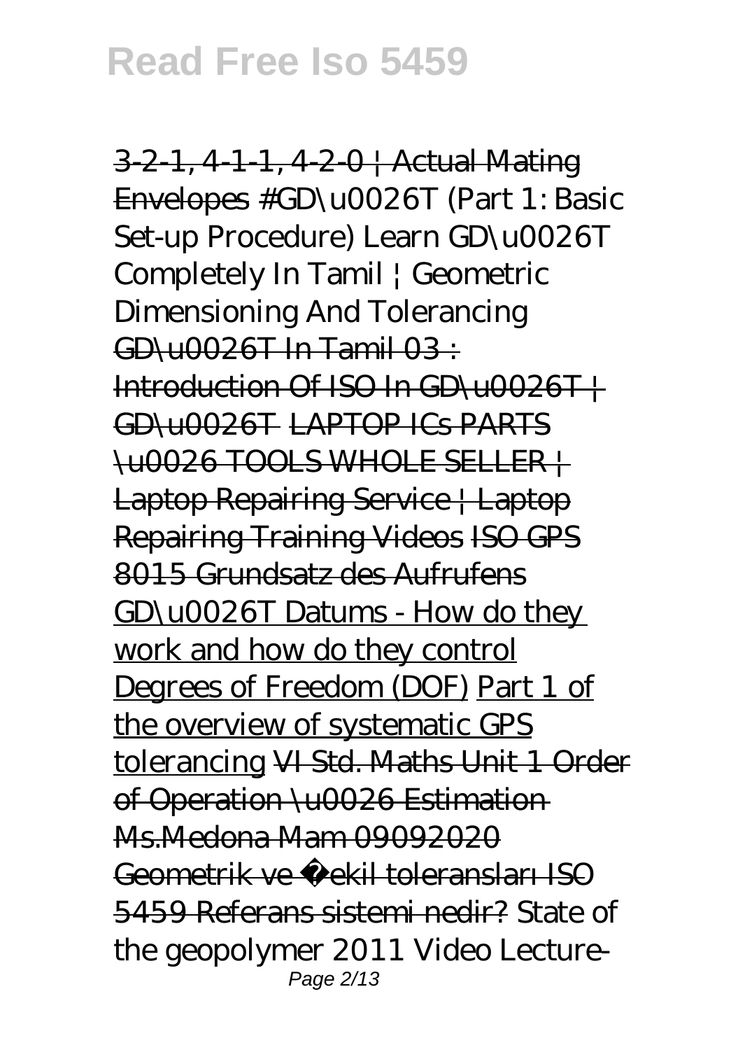~~3-2-1, 4-1-1, 4-2-0 | Actual Mating Envelopes~~ *#GD\u0026T (Part 1: Basic Set-up Procedure) Learn GD\u0026T Completely In Tamil | Geometric Dimensioning And Tolerancing* ~~GD\u0026T In Tamil 03 : Introduction Of ISO In GD\u0026T | GD\u0026T~~ ~~LAPTOP ICs PARTS \u0026 TOOLS WHOLE SELLER | Laptop Repairing Service | Laptop Repairing Training Videos~~ ~~ISO GPS 8015 Grundsatz des Aufrufens~~ GD\u0026T Datums - How do they work and how do they control Degrees of Freedom (DOF) Part 1 of the overview of systematic GPS tolerancing ~~VI Std. Maths Unit 1 Order of Operation \u0026 Estimation Ms.Medona Mam 09092020~~ ~~Geometrik ve Şekil toleransları ISO 5459 Referans sistemi nedir?~~ *State of the geopolymer 2011 Video Lecture-*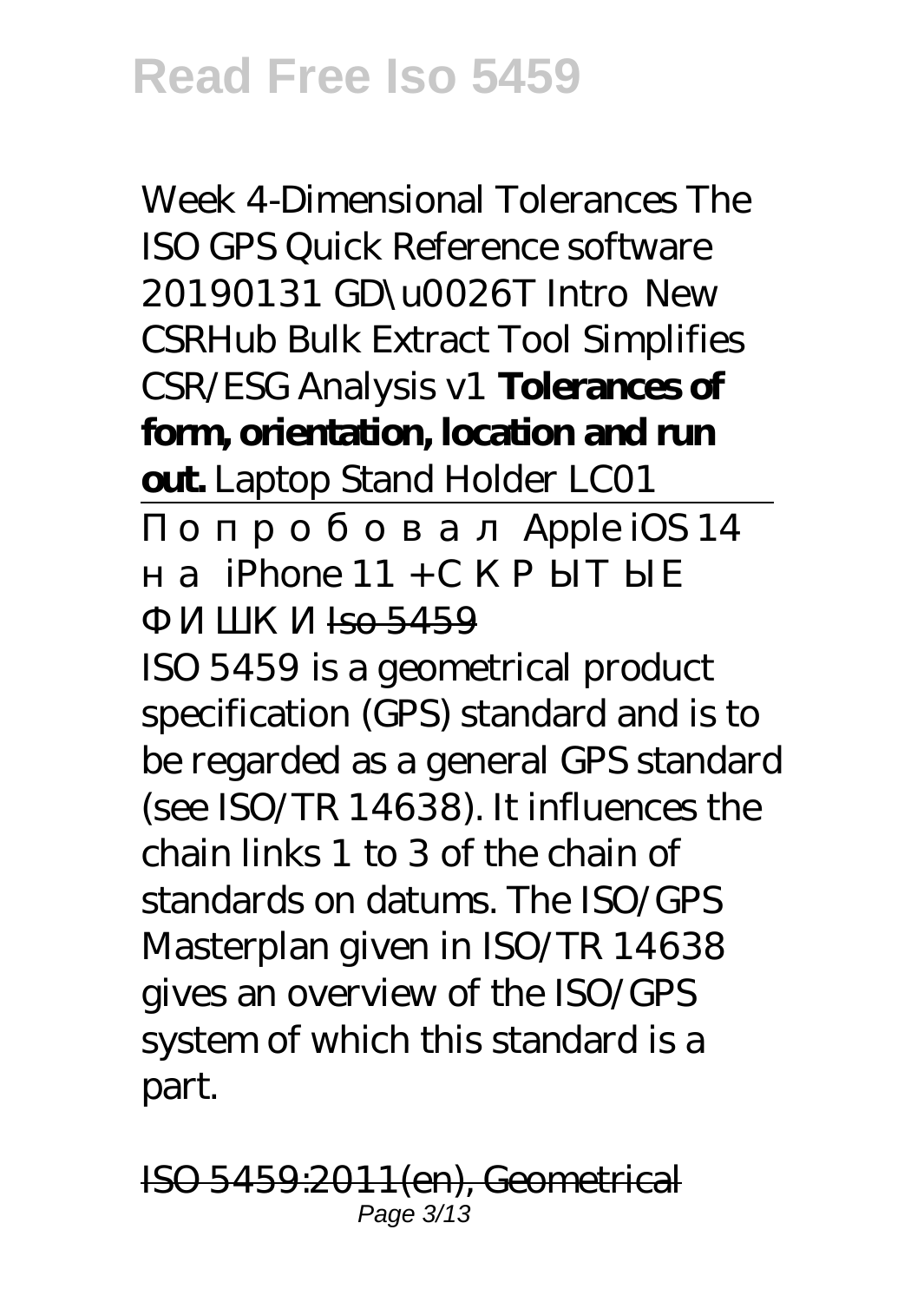*Week 4-Dimensional Tolerances* *The ISO GPS Quick Reference software* *20190131 GD\u0026T Intro* *New CSRHub Bulk Extract Tool Simplifies CSR/ESG Analysis v1* **Tolerances of form, orientation, location and run out.** *Laptop Stand Holder LC01*

*Попробовал Apple iOS 14 на iPhone 11 + СКРЫТЫЕ ФИШКИ* Iso 5459

ISO 5459 is a geometrical product specification (GPS) standard and is to be regarded as a general GPS standard (see ISO/TR 14638). It influences the chain links 1 to 3 of the chain of standards on datums. The ISO/GPS Masterplan given in ISO/TR 14638 gives an overview of the ISO/GPS system of which this standard is a part.

ISO 5459:2011(en), Geometrical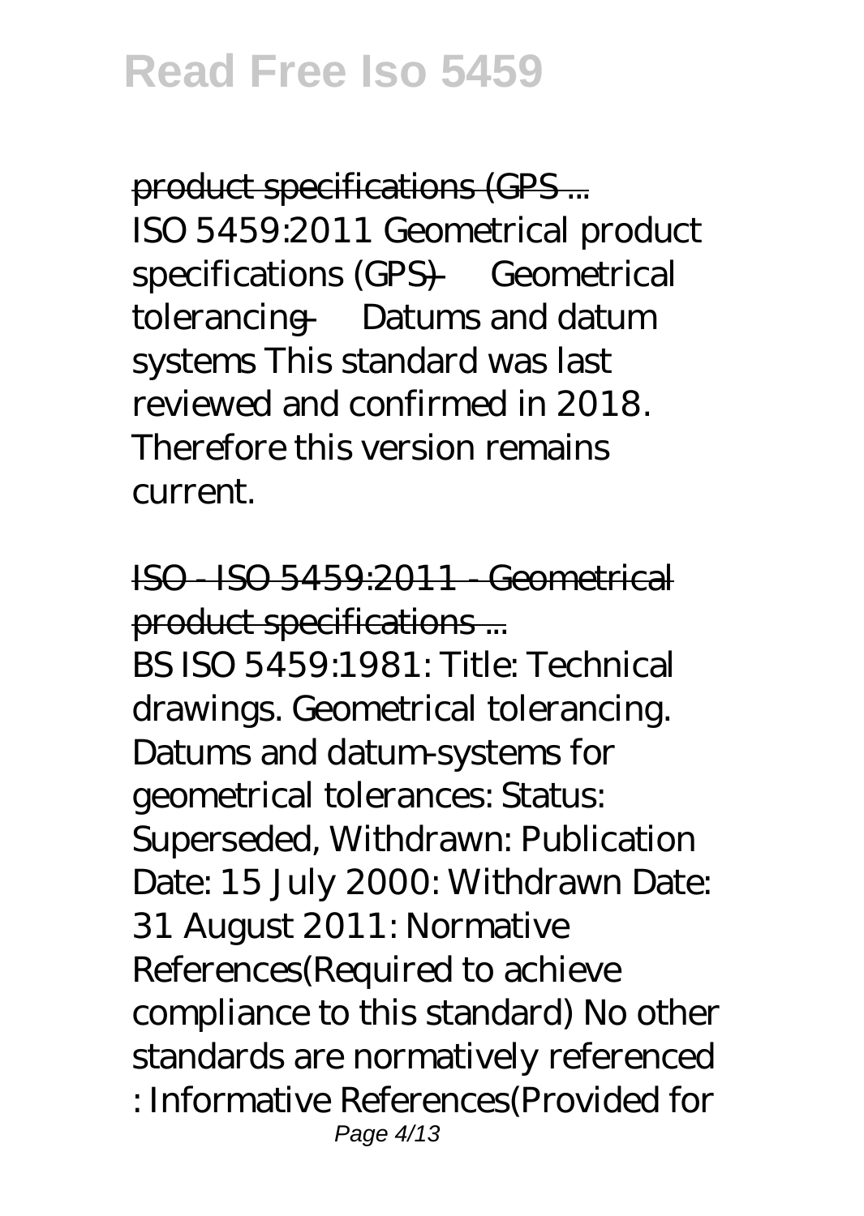product specifications (GPS ...
ISO 5459:2011 Geometrical product specifications (GPS) — Geometrical tolerancing — Datums and datum systems This standard was last reviewed and confirmed in 2018. Therefore this version remains current.

ISO - ISO 5459:2011 - Geometrical product specifications ...
BS ISO 5459:1981: Title: Technical drawings. Geometrical tolerancing. Datums and datum-systems for geometrical tolerances: Status: Superseded, Withdrawn: Publication Date: 15 July 2000: Withdrawn Date: 31 August 2011: Normative References(Required to achieve compliance to this standard) No other standards are normatively referenced : Informative References(Provided for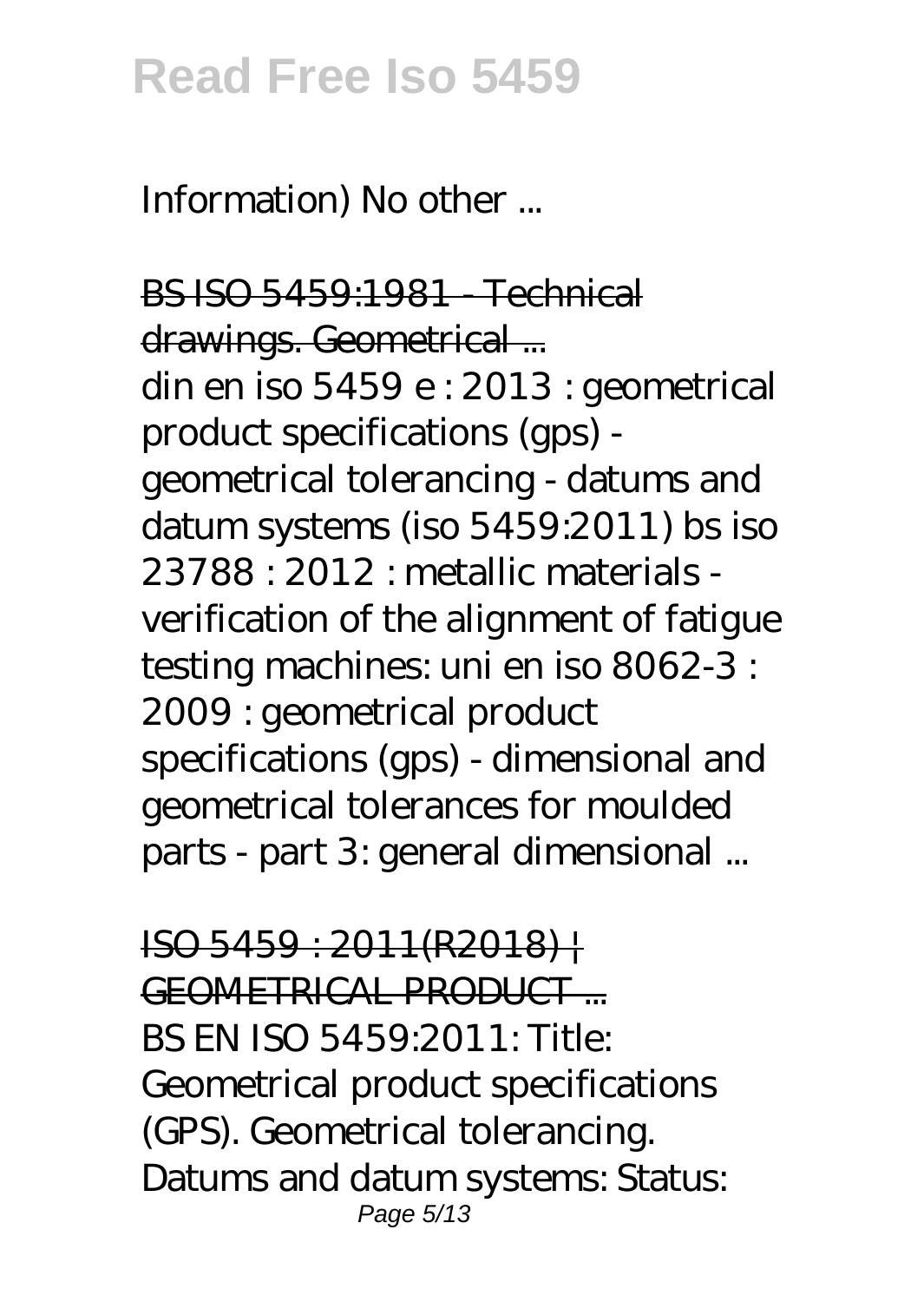Information) No other ...

BS ISO 5459:1981 - Technical drawings. Geometrical ...

din en iso 5459 e : 2013 : geometrical product specifications (gps) - geometrical tolerancing - datums and datum systems (iso 5459:2011) bs iso 23788 : 2012 : metallic materials - verification of the alignment of fatigue testing machines: uni en iso 8062-3 : 2009 : geometrical product specifications (gps) - dimensional and geometrical tolerances for moulded parts - part 3: general dimensional ...

ISO 5459 : 2011(R2018) | GEOMETRICAL PRODUCT ...

BS EN ISO 5459:2011: Title: Geometrical product specifications (GPS). Geometrical tolerancing. Datums and datum systems: Status: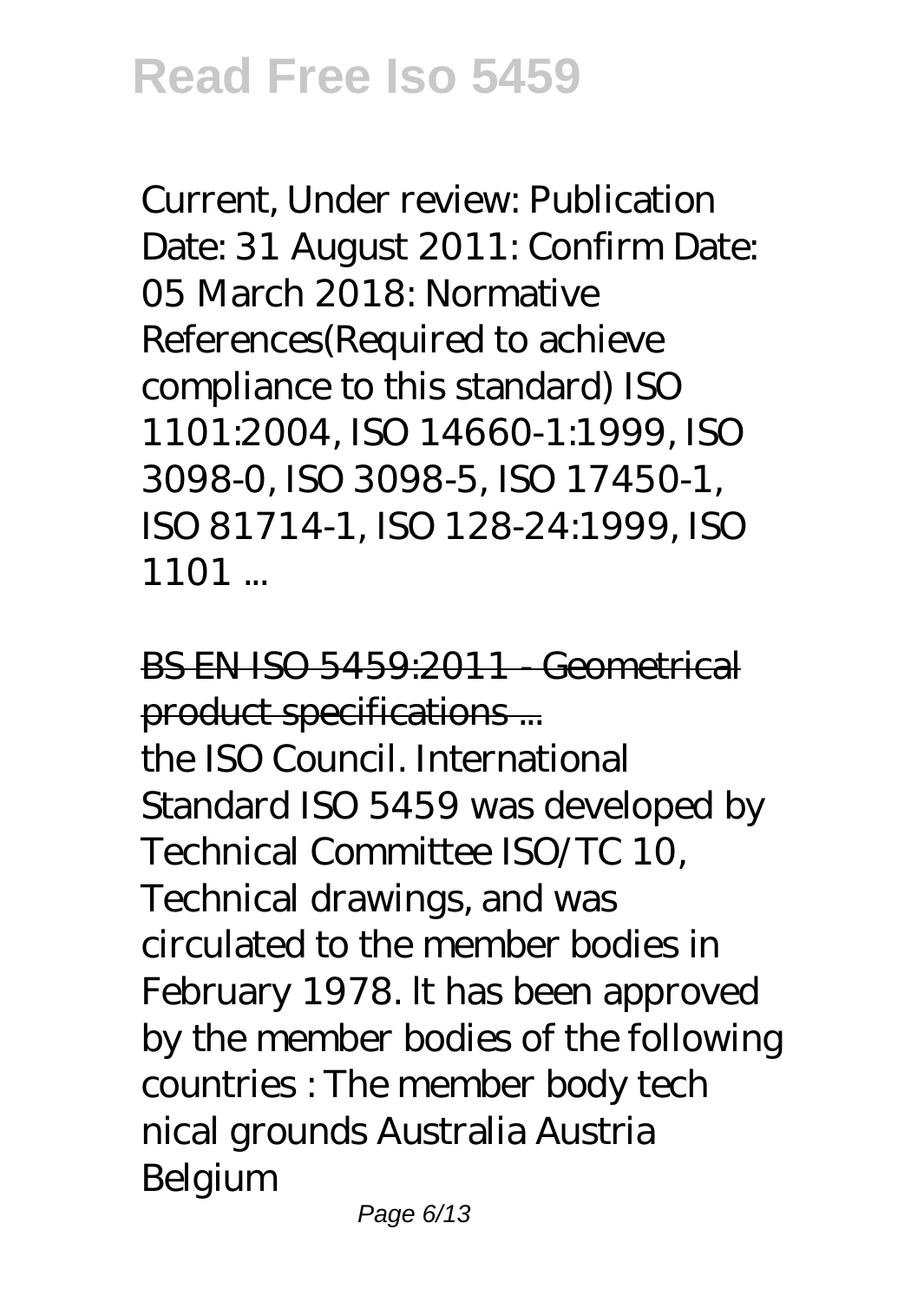Current, Under review: Publication Date: 31 August 2011: Confirm Date: 05 March 2018: Normative References(Required to achieve compliance to this standard) ISO 1101:2004, ISO 14660-1:1999, ISO 3098-0, ISO 3098-5, ISO 17450-1, ISO 81714-1, ISO 128-24:1999, ISO 1101 ...

BS EN ISO 5459:2011 - Geometrical product specifications ...

the ISO Council. International Standard ISO 5459 was developed by Technical Committee ISO/TC 10, Technical drawings, and was circulated to the member bodies in February 1978. lt has been approved by the member bodies of the following countries : The member body tech nical grounds Australia Austria Belgium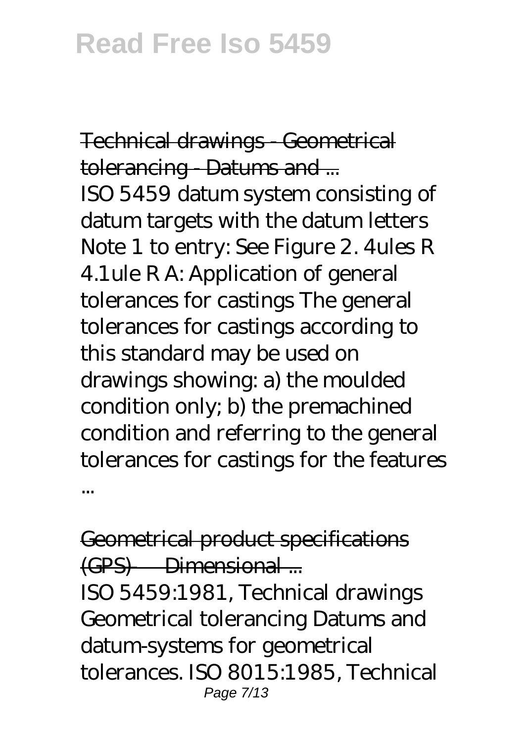## Technical drawings - Geometrical tolerancing - Datums and ...

ISO 5459 datum system consisting of datum targets with the datum letters Note 1 to entry: See Figure 2. 4ules R 4.1ule R A: Application of general tolerances for castings The general tolerances for castings according to this standard may be used on drawings showing: a) the moulded condition only; b) the premachined condition and referring to the general tolerances for castings for the features ...

## Geometrical product specifications (GPS) — Dimensional ...

ISO 5459:1981, Technical drawings Geometrical tolerancing Datums and datum-systems for geometrical tolerances. ISO 8015:1985, Technical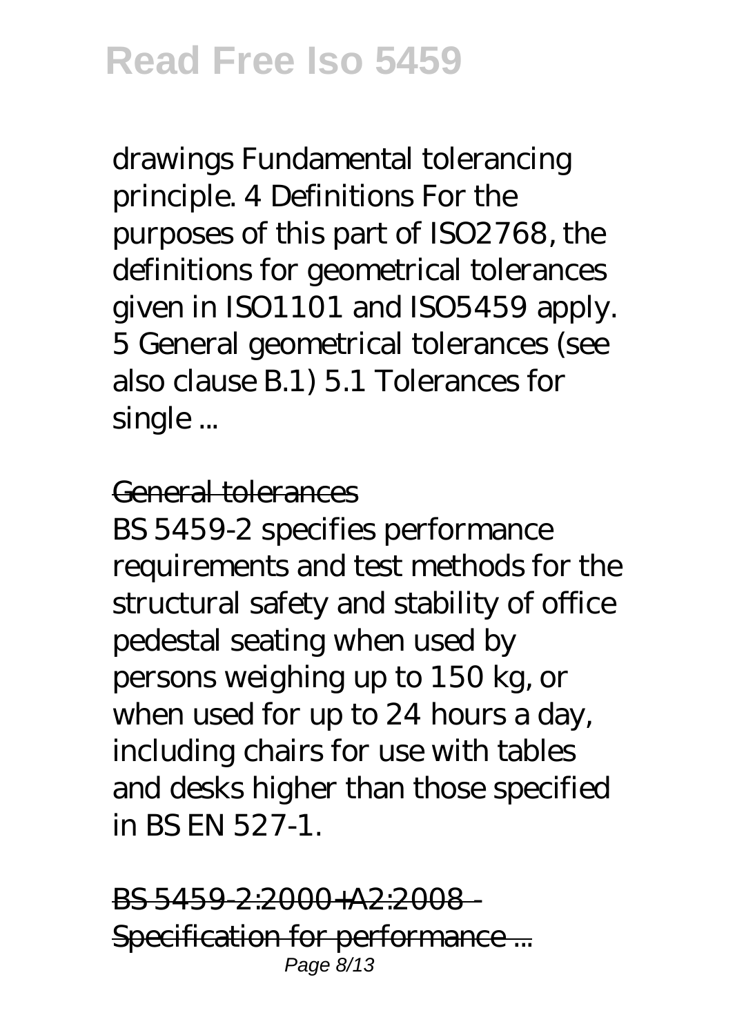drawings Fundamental tolerancing principle. 4 Definitions For the purposes of this part of ISO2768, the definitions for geometrical tolerances given in ISO1101 and ISO5459 apply. 5 General geometrical tolerances (see also clause B.1) 5.1 Tolerances for single ...

General tolerances

BS 5459-2 specifies performance requirements and test methods for the structural safety and stability of office pedestal seating when used by persons weighing up to 150 kg, or when used for up to 24 hours a day, including chairs for use with tables and desks higher than those specified in BS EN 527-1.

BS 5459-2:2000+A2:2008 - Specification for performance ...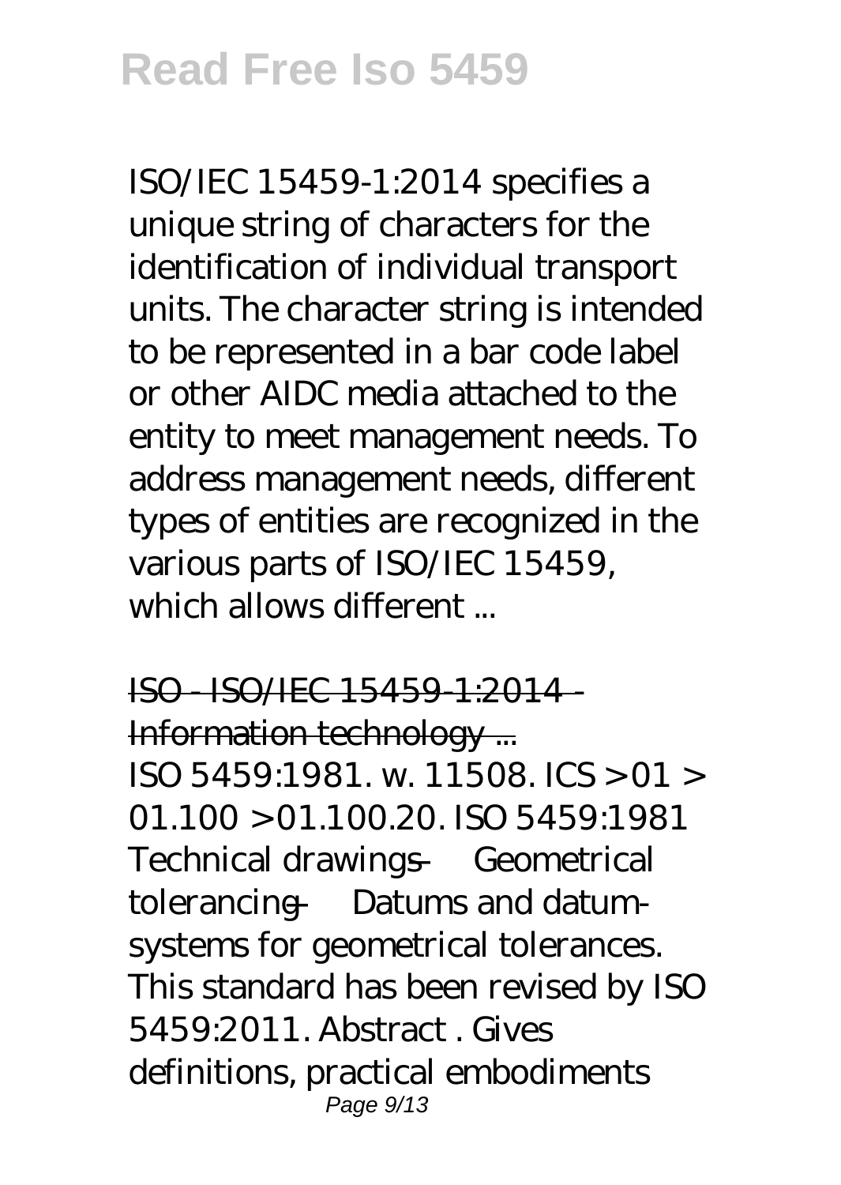ISO/IEC 15459-1:2014 specifies a unique string of characters for the identification of individual transport units. The character string is intended to be represented in a bar code label or other AIDC media attached to the entity to meet management needs. To address management needs, different types of entities are recognized in the various parts of ISO/IEC 15459, which allows different ...

ISO - ISO/IEC 15459-1:2014 - Information technology ...

ISO 5459:1981. w. 11508. ICS > 01 > 01.100 > 01.100.20. ISO 5459:1981 Technical drawings — Geometrical tolerancing — Datums and datum-systems for geometrical tolerances. This standard has been revised by ISO 5459:2011. Abstract . Gives definitions, practical embodiments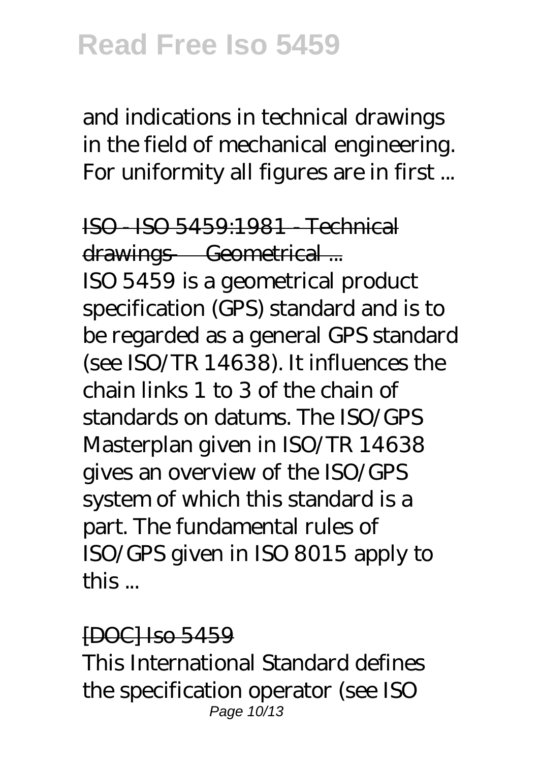and indications in technical drawings in the field of mechanical engineering. For uniformity all figures are in first ...

ISO - ISO 5459:1981 - Technical drawings — Geometrical ...

ISO 5459 is a geometrical product specification (GPS) standard and is to be regarded as a general GPS standard (see ISO/TR 14638). It influences the chain links 1 to 3 of the chain of standards on datums. The ISO/GPS Masterplan given in ISO/TR 14638 gives an overview of the ISO/GPS system of which this standard is a part. The fundamental rules of ISO/GPS given in ISO 8015 apply to this ...

[DOC] Iso 5459

This International Standard defines the specification operator (see ISO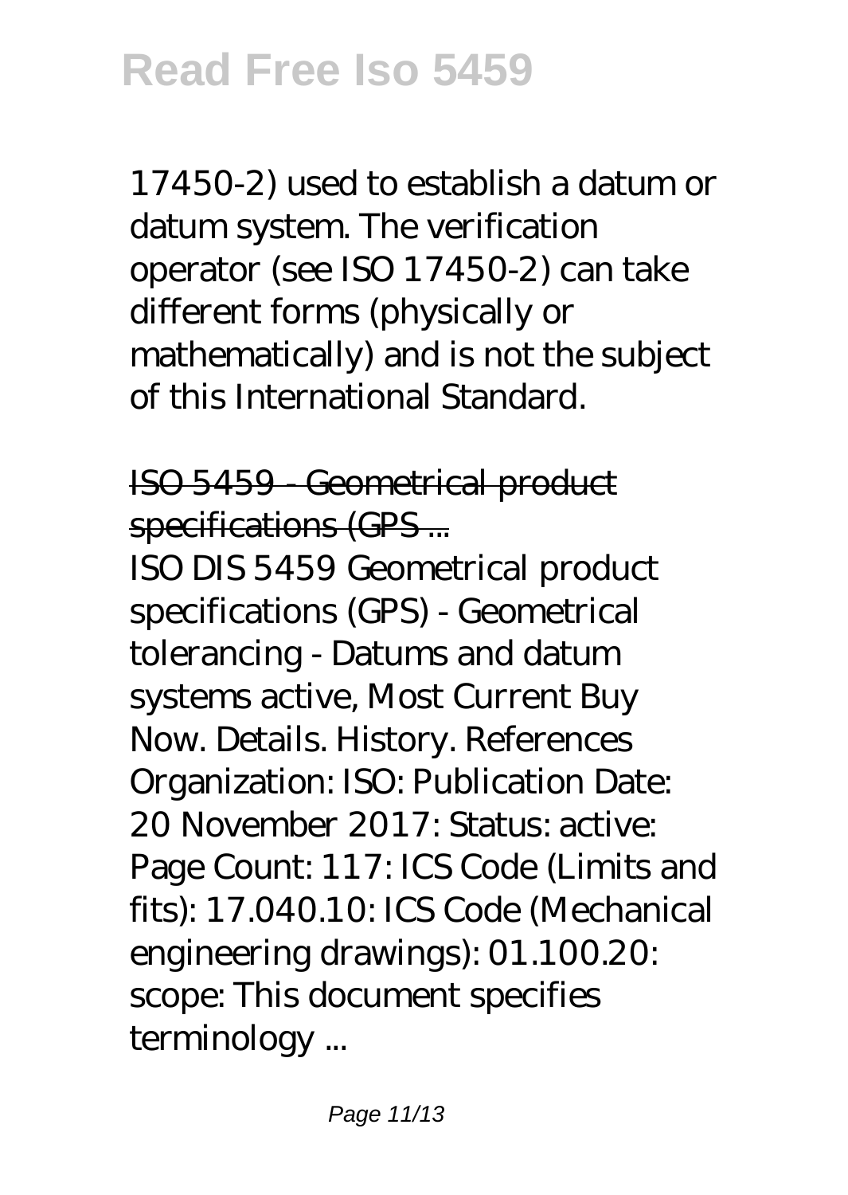17450-2) used to establish a datum or datum system. The verification operator (see ISO 17450-2) can take different forms (physically or mathematically) and is not the subject of this International Standard.

## ISO 5459 - Geometrical product specifications (GPS ...

ISO DIS 5459 Geometrical product specifications (GPS) - Geometrical tolerancing - Datums and datum systems active, Most Current Buy Now. Details. History. References Organization: ISO: Publication Date: 20 November 2017: Status: active: Page Count: 117: ICS Code (Limits and fits): 17.040.10: ICS Code (Mechanical engineering drawings): 01.100.20: scope: This document specifies terminology ...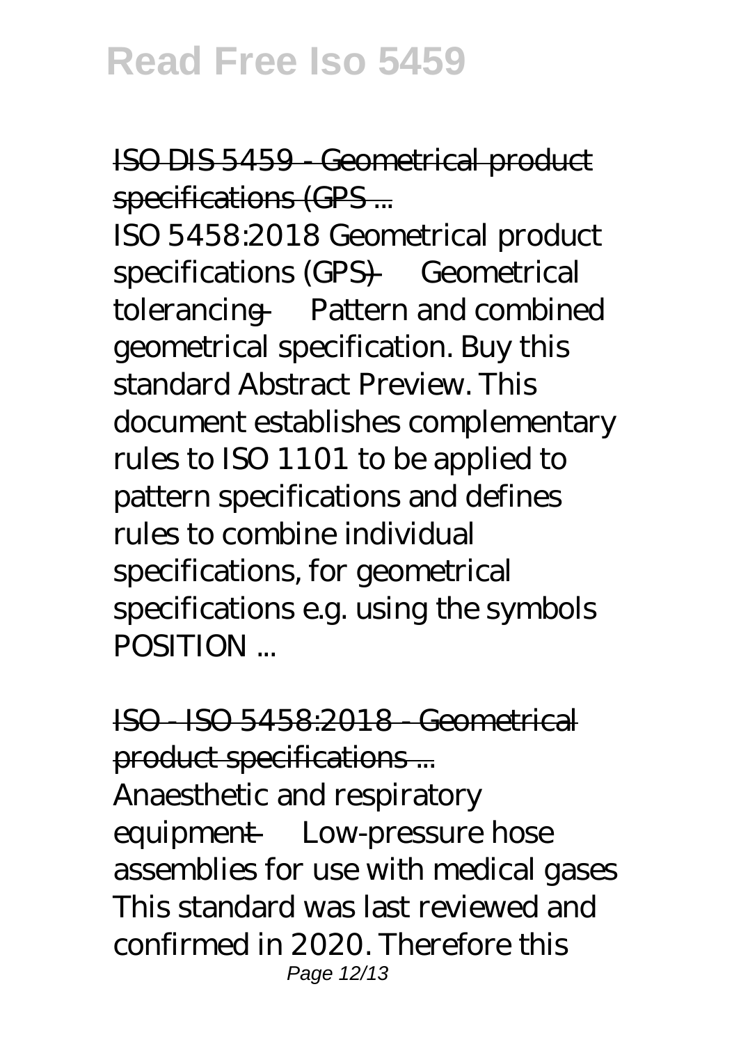ISO DIS 5459 - Geometrical product specifications (GPS ...

ISO 5458:2018 Geometrical product specifications (GPS) — Geometrical tolerancing — Pattern and combined geometrical specification. Buy this standard Abstract Preview. This document establishes complementary rules to ISO 1101 to be applied to pattern specifications and defines rules to combine individual specifications, for geometrical specifications e.g. using the symbols POSITION ...

ISO - ISO 5458:2018 - Geometrical product specifications ...

Anaesthetic and respiratory equipment — Low-pressure hose assemblies for use with medical gases This standard was last reviewed and confirmed in 2020. Therefore this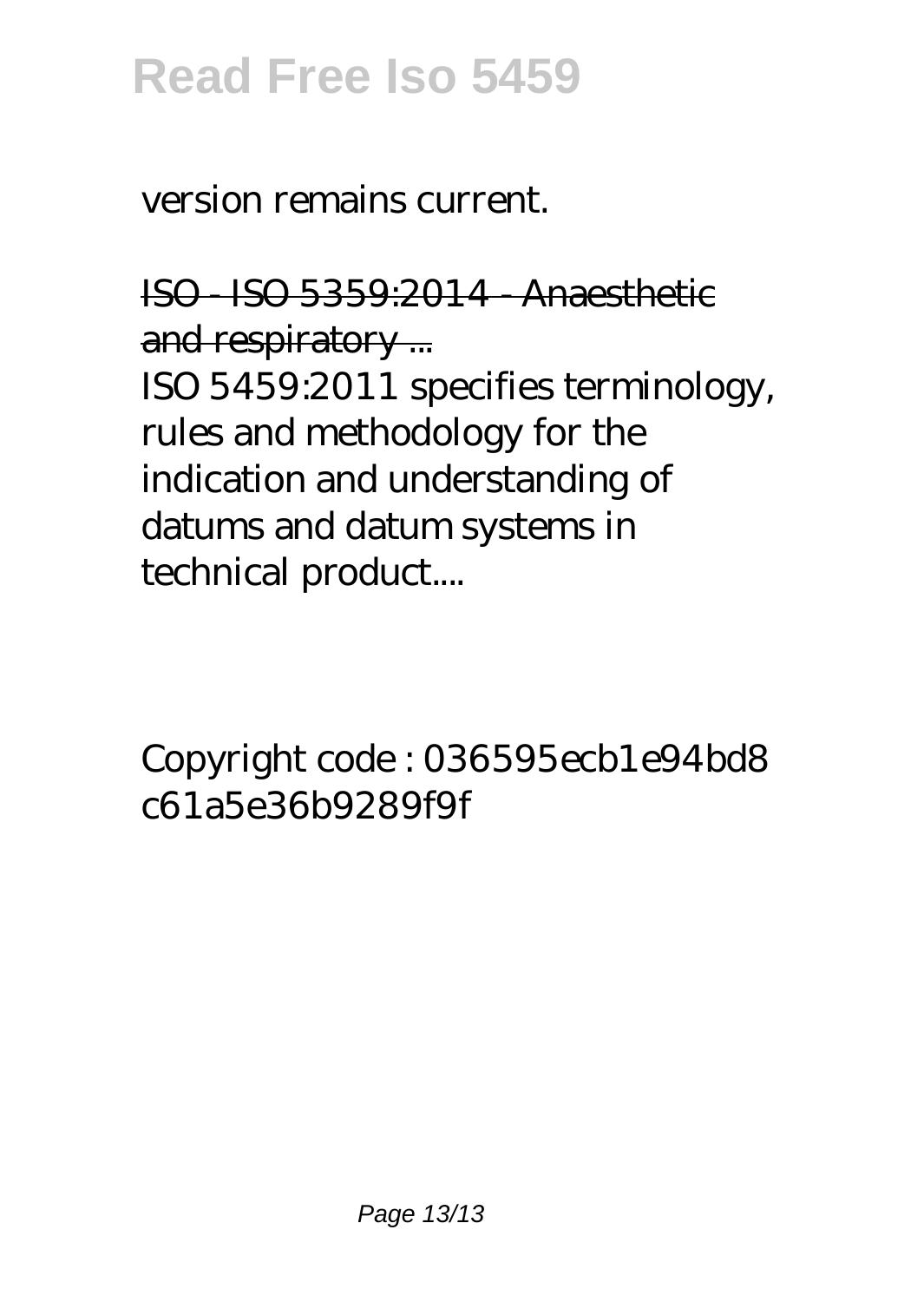version remains current.

ISO - ISO 5359:2014 - Anaesthetic and respiratory ...

ISO 5459:2011 specifies terminology, rules and methodology for the indication and understanding of datums and datum systems in technical product....

Copyright code : 036595ecb1e94bd8c61a5e36b9289f9f